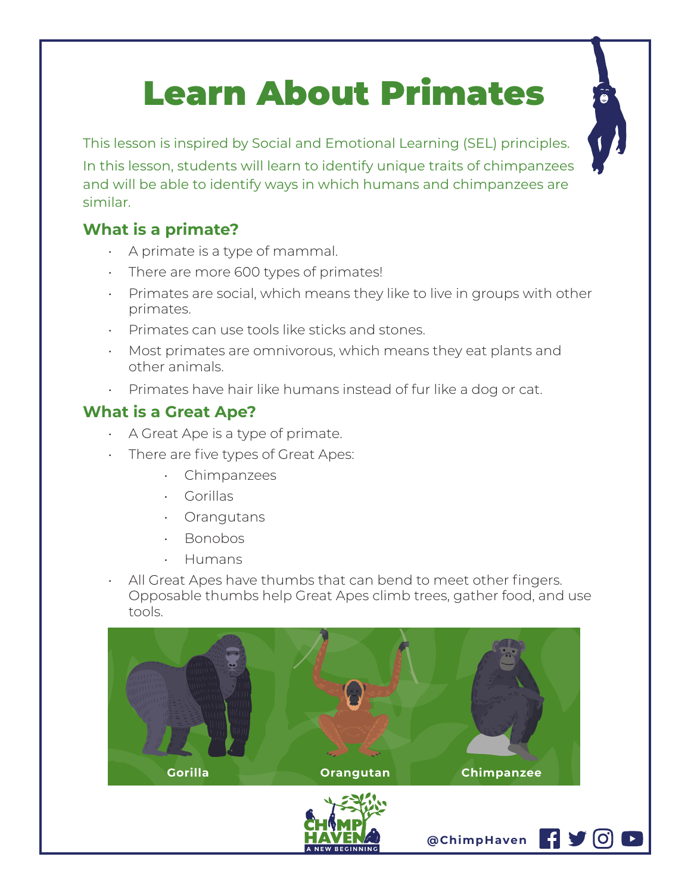# Learn About Primates

This lesson is inspired by Social and Emotional Learning (SEL) principles.

In this lesson, students will learn to identify unique traits of chimpanzees and will be able to identify ways in which humans and chimpanzees are similar.

## What is a primate?

- A primate is a type of mammal.
- There are more 600 types of primates!
- Primates are social, which means they like to live in groups with other primates.
- Primates can use tools like sticks and stones.
- Most primates are omnivorous, which means they eat plants and other animals.
- Primates have hair like humans instead of fur like a dog or cat.

## What is a Great Ape?

- A Great Ape is a type of primate.
- There are five types of Great Apes:
  - Chimpanzees
  - Gorillas
  - Orangutans
  - Bonobos
  - Humans
- All Great Apes have thumbs that can bend to meet other fingers. Opposable thumbs help Great Apes climb trees, gather food, and use tools.

Gorilla Orangutan Chimpanzee

CHIMP HAVEN A NEW BEGINNING

@ChimpHaven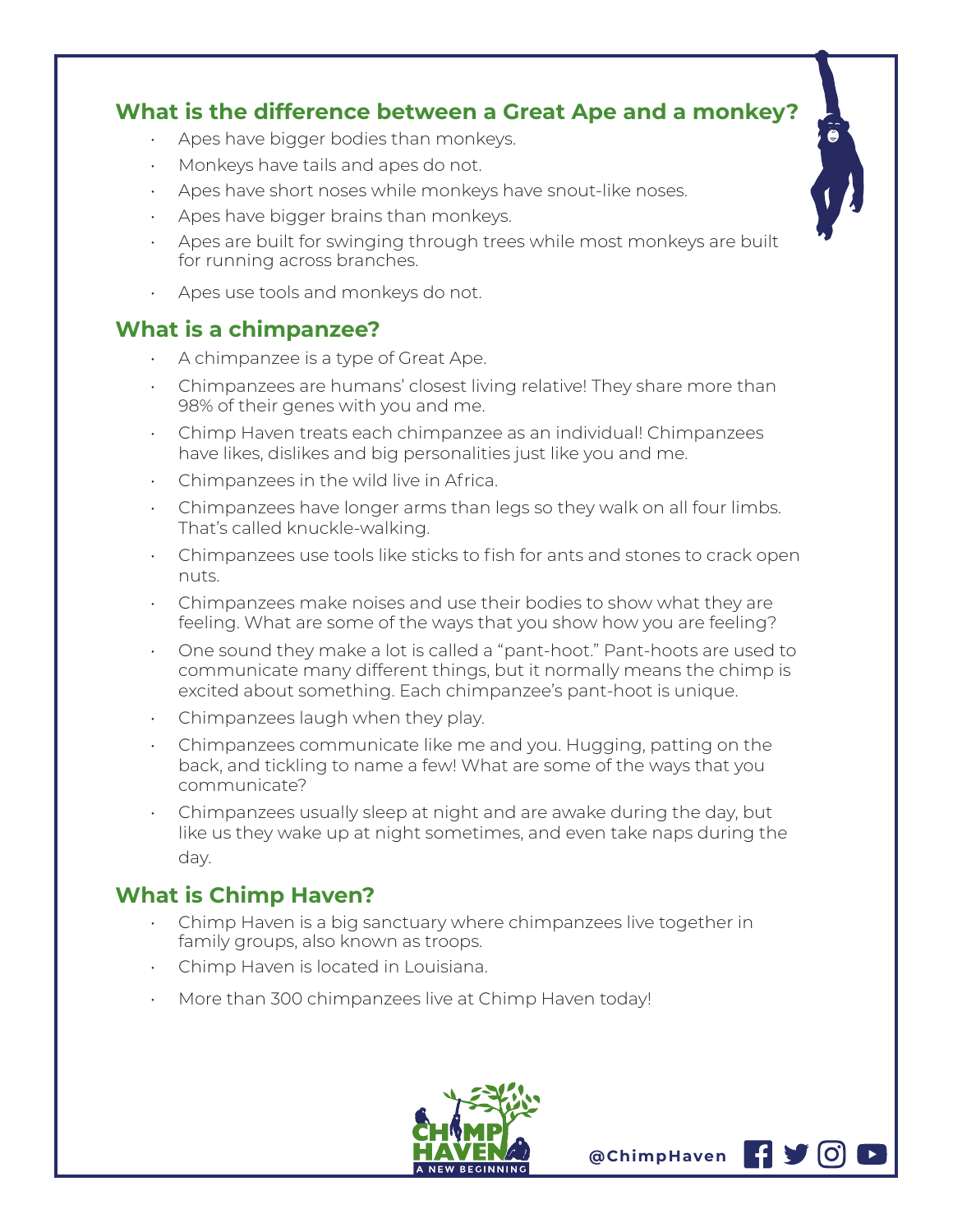## What is the difference between a Great Ape and a monkey?

- Apes have bigger bodies than monkeys.
- Monkeys have tails and apes do not.
- Apes have short noses while monkeys have snout-like noses.
- Apes have bigger brains than monkeys.
- Apes are built for swinging through trees while most monkeys are built for running across branches.
- Apes use tools and monkeys do not.

## What is a chimpanzee?

- A chimpanzee is a type of Great Ape.
- Chimpanzees are humans' closest living relative! They share more than 98% of their genes with you and me.
- Chimp Haven treats each chimpanzee as an individual! Chimpanzees have likes, dislikes and big personalities just like you and me.
- Chimpanzees in the wild live in Africa.
- Chimpanzees have longer arms than legs so they walk on all four limbs. That's called knuckle-walking.
- Chimpanzees use tools like sticks to fish for ants and stones to crack open nuts.
- Chimpanzees make noises and use their bodies to show what they are feeling. What are some of the ways that you show how you are feeling?
- One sound they make a lot is called a "pant-hoot." Pant-hoots are used to communicate many different things, but it normally means the chimp is excited about something. Each chimpanzee's pant-hoot is unique.
- Chimpanzees laugh when they play.
- Chimpanzees communicate like me and you. Hugging, patting on the back, and tickling to name a few! What are some of the ways that you communicate?
- Chimpanzees usually sleep at night and are awake during the day, but like us they wake up at night sometimes, and even take naps during the day.

## What is Chimp Haven?

- Chimp Haven is a big sanctuary where chimpanzees live together in family groups, also known as troops.
- Chimp Haven is located in Louisiana.
- More than 300 chimpanzees live at Chimp Haven today!

CHIMP HAVEN
A NEW BEGINNING

@ChimpHaven